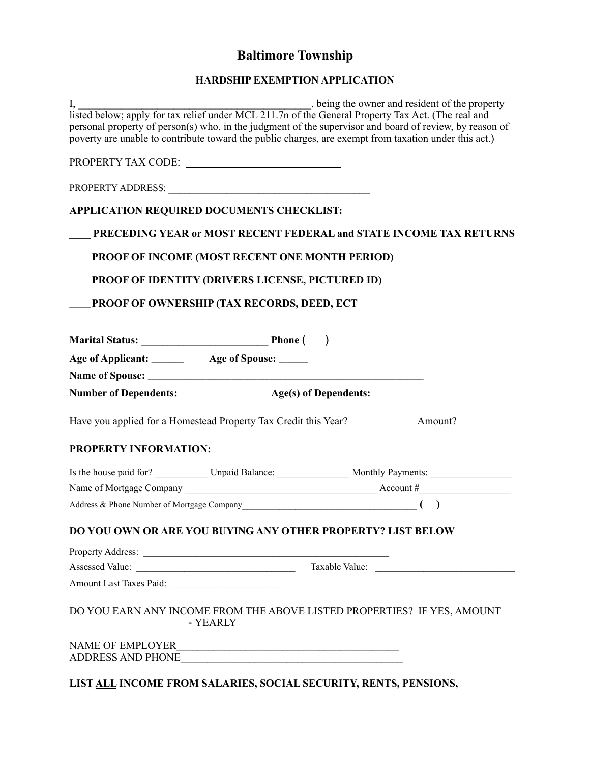# Baltimore Township

## HARDSHIP EXEMPTION APPLICATION

I, _____________________________________________, being the <u>owner</u> and <u>resident</u> of the property listed below; apply for tax relief under MCL 211.7n of the General Property Tax Act. (The real and personal property of person(s) who, in the judgment of the supervisor and board of review, by reason of poverty are unable to contribute toward the public charges, are exempt from taxation under this act.)

PROPERTY TAX CODE: ______________________________

PROPERTY ADDRESS: ________________________________________

**APPLICATION REQUIRED DOCUMENTS CHECKLIST:**

**____ PRECEDING YEAR or MOST RECENT FEDERAL and STATE INCOME TAX RETURNS**

**____ PROOF OF INCOME (MOST RECENT ONE MONTH PERIOD)**

**____ PROOF OF IDENTITY (DRIVERS LICENSE, PICTURED ID)**

**____ PROOF OF OWNERSHIP (TAX RECORDS, DEED, ECT**

**Marital Status:** ________________________ **Phone** (      ) _________________

**Age of Applicant:** ______ **Age of Spouse:** ______

**Name of Spouse:** ________________________________________________________

**Number of Dependents:** _____________ **Age(s) of Dependents:** _________________________

Have you applied for a Homestead Property Tax Credit this Year? ________ Amount? __________

**PROPERTY INFORMATION:**

Is the house paid for? ___________ Unpaid Balance: _______________ Monthly Payments: _________________

Name of Mortgage Company ________________________________________ Account #__________________

Address & Phone Number of Mortgage Company____________________________________ (      ) ______________

**DO YOU OWN OR ARE YOU BUYING ANY OTHER PROPERTY? LIST BELOW**

Property Address: ____________________________________________________

Assessed Value: ________________________________ Taxable Value: ____________________________

Amount Last Taxes Paid: _______________________

DO YOU EARN ANY INCOME FROM THE ABOVE LISTED PROPERTIES? IF YES, AMOUNT _______________________- YEARLY

NAME OF EMPLOYER____________________________________________
ADDRESS AND PHONE____________________________________________

**LIST <u>ALL</u> INCOME FROM SALARIES, SOCIAL SECURITY, RENTS, PENSIONS,**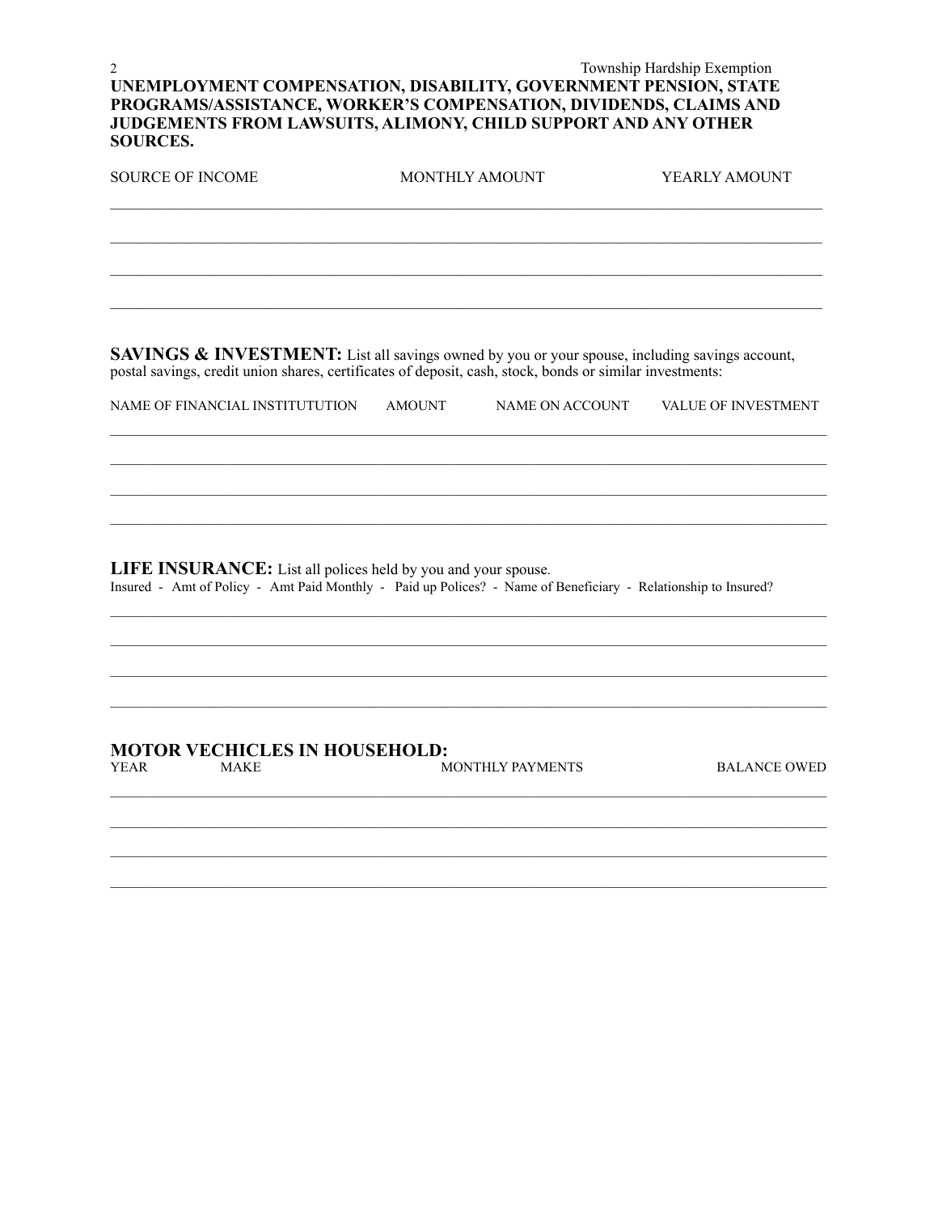**UNEMPLOYMENT COMPENSATION, DISABILITY, GOVERNMENT PENSION, STATE PROGRAMS/ASSISTANCE, WORKER'S COMPENSATION, DIVIDENDS, CLAIMS AND JUDGEMENTS FROM LAWSUITS, ALIMONY, CHILD SUPPORT AND ANY OTHER SOURCES.**

| SOURCE OF INCOME | MONTHLY AMOUNT | YEARLY AMOUNT |
|---|---|---|
| | | |
| | | |
| | | |
| | | |

**SAVINGS & INVESTMENT:** List all savings owned by you or your spouse, including savings account, postal savings, credit union shares, certificates of deposit, cash, stock, bonds or similar investments:

| NAME OF FINANCIAL INSTITUTUTION | AMOUNT | NAME ON ACCOUNT | VALUE OF INVESTMENT |
|---|---|---|---|
| | | | |
| | | | |
| | | | |
| | | | |

**LIFE INSURANCE:** List all polices held by you and your spouse.

| Insured | Amt of Policy | Amt Paid Monthly | Paid up Polices? | Name of Beneficiary | Relationship to Insured? |
|---|---|---|---|---|---|
| | | | | | |
| | | | | | |
| | | | | | |
| | | | | | |

**MOTOR VECHICLES IN HOUSEHOLD:**

| YEAR | MAKE | MONTHLY PAYMENTS | BALANCE OWED |
|---|---|---|---|
| | | | |
| | | | |
| | | | |
| | | | |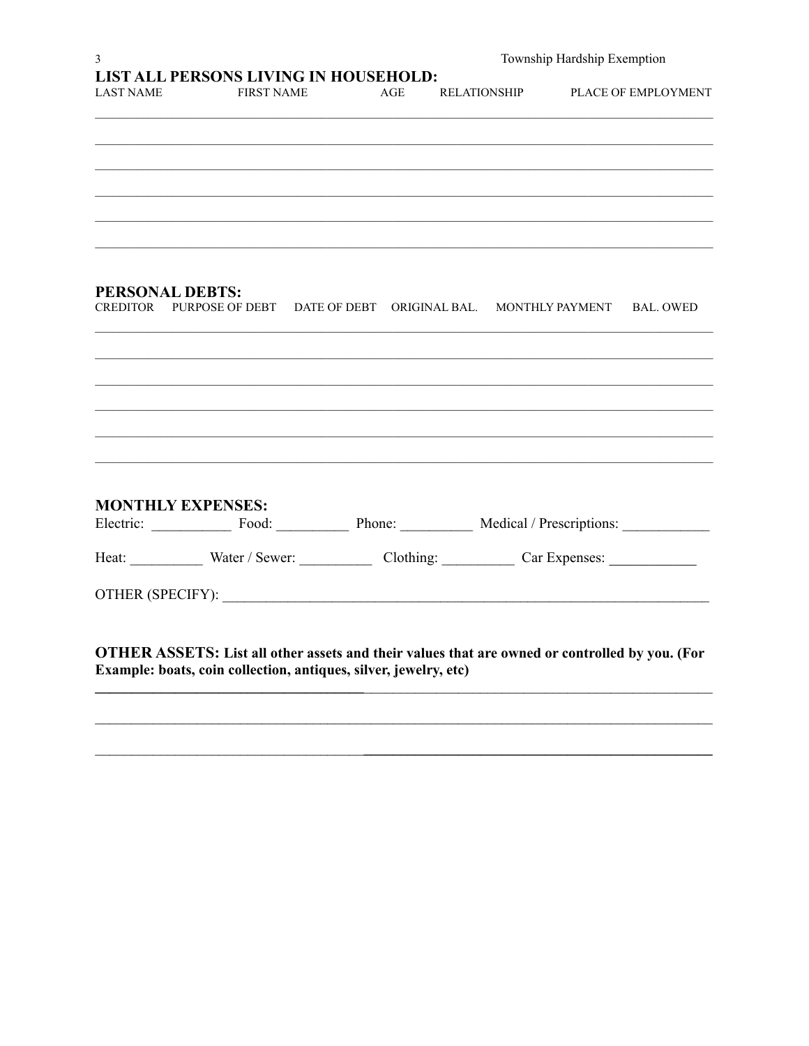## LIST ALL PERSONS LIVING IN HOUSEHOLD:

| LAST NAME | FIRST NAME | AGE | RELATIONSHIP | PLACE OF EMPLOYMENT |
|---|---|---|---|---|
| | | | | |
| | | | | |
| | | | | |
| | | | | |
| | | | | |
| | | | | |

## PERSONAL DEBTS:

| CREDITOR | PURPOSE OF DEBT | DATE OF DEBT | ORIGINAL BAL. | MONTHLY PAYMENT | BAL. OWED |
|---|---|---|---|---|---|
| | | | | | |
| | | | | | |
| | | | | | |
| | | | | | |
| | | | | | |
| | | | | | |

## MONTHLY EXPENSES:

Electric: ___________ Food: __________ Phone: __________ Medical / Prescriptions: ____________

Heat: __________ Water / Sewer: __________ Clothing: __________ Car Expenses: ____________

OTHER (SPECIFY): ______________________________________________________________________

**OTHER ASSETS: List all other assets and their values that are owned or controlled by you. (For Example: boats, coin collection, antiques, silver, jewelry, etc)**

________________________________________________________________________________________

________________________________________________________________________________________

________________________________________________________________________________________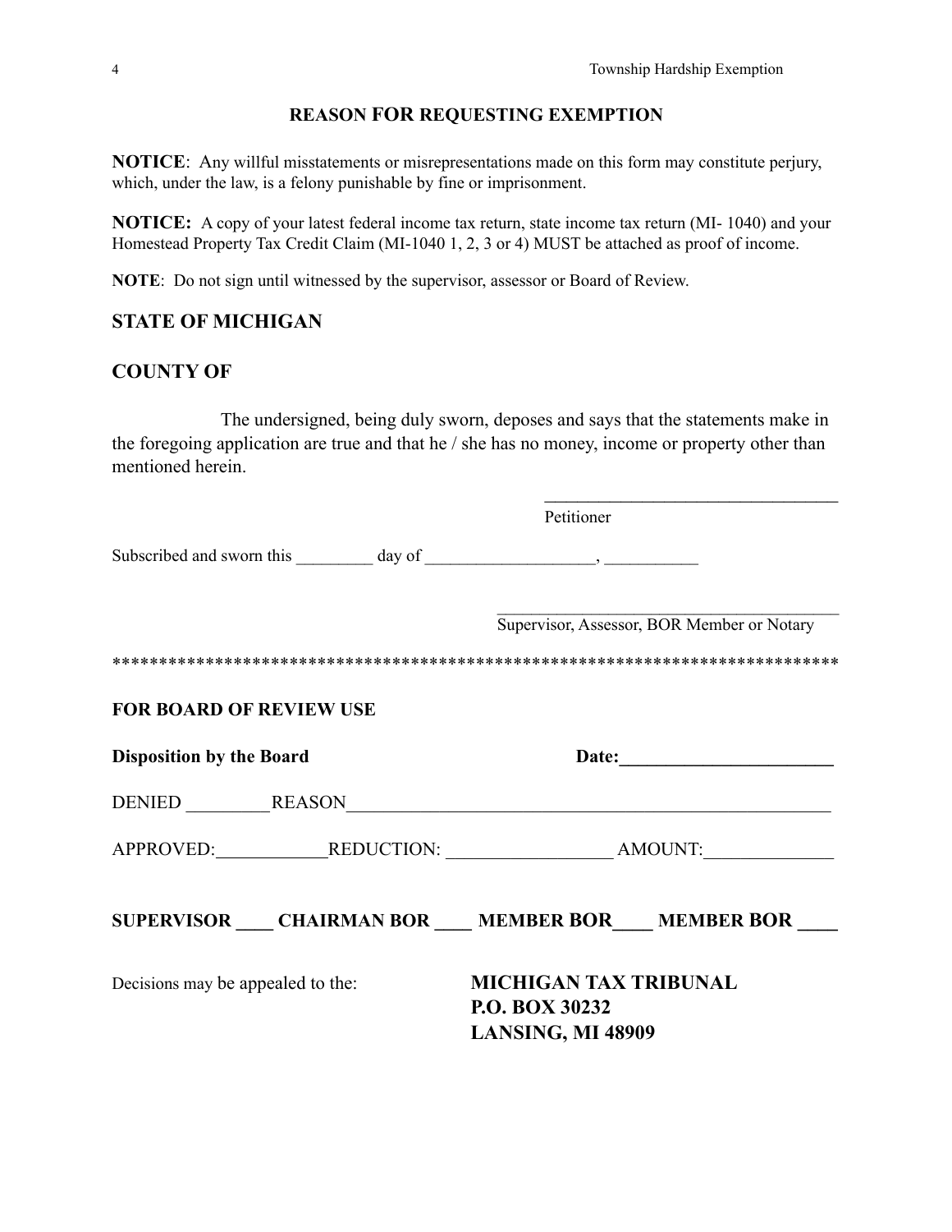## REASON FOR REQUESTING EXEMPTION

**NOTICE**: Any willful misstatements or misrepresentations made on this form may constitute perjury, which, under the law, is a felony punishable by fine or imprisonment.

**NOTICE:** A copy of your latest federal income tax return, state income tax return (MI- 1040) and your Homestead Property Tax Credit Claim (MI-1040 1, 2, 3 or 4) MUST be attached as proof of income.

**NOTE**: Do not sign until witnessed by the supervisor, assessor or Board of Review.

## STATE OF MICHIGAN

## COUNTY OF

The undersigned, being duly sworn, deposes and says that the statements make in the foregoing application are true and that he / she has no money, income or property other than mentioned herein.

_________________________________
Petitioner

Subscribed and sworn this _________ day of ___________________, ___________

_______________________________________
Supervisor, Assessor, BOR Member or Notary

******************************************************************************

**FOR BOARD OF REVIEW USE**

**Disposition by the Board** **Date:_______________________**

DENIED _________REASON_______________________________________________________

APPROVED:____________REDUCTION: _________________ AMOUNT:______________

**SUPERVISOR ____ CHAIRMAN BOR ____ MEMBER BOR____ MEMBER BOR ____**

Decisions may be appealed to the:

**MICHIGAN TAX TRIBUNAL**
**P.O. BOX 30232**
**LANSING, MI 48909**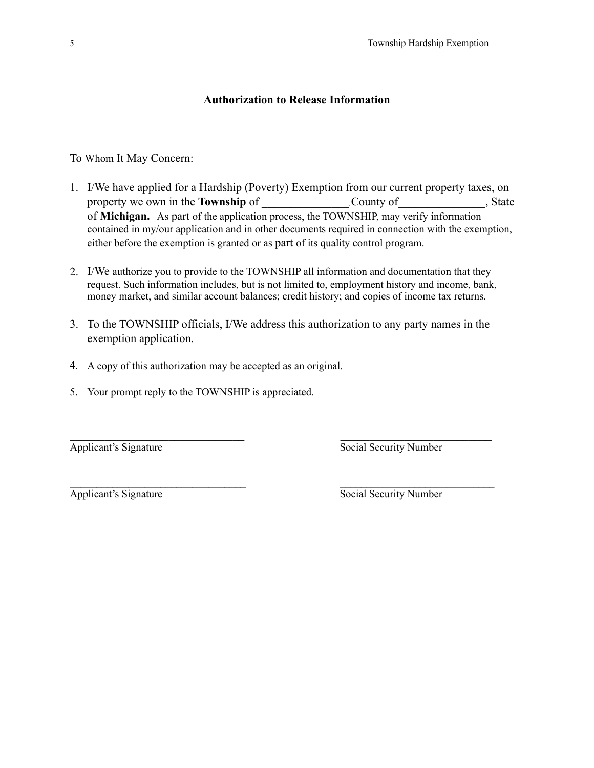## Authorization to Release Information

To Whom It May Concern:

1. I/We have applied for a Hardship (Poverty) Exemption from our current property taxes, on property we own in the **Township** of _______________ County of_______________, State of **Michigan.** As part of the application process, the TOWNSHIP, may verify information contained in my/our application and in other documents required in connection with the exemption, either before the exemption is granted or as part of its quality control program.

2. I/We authorize you to provide to the TOWNSHIP all information and documentation that they request. Such information includes, but is not limited to, employment history and income, bank, money market, and similar account balances; credit history; and copies of income tax returns.

3. To the TOWNSHIP officials, I/We address this authorization to any party names in the exemption application.

4. A copy of this authorization may be accepted as an original.

5. Your prompt reply to the TOWNSHIP is appreciated.

_________________________________ _____________________________
Applicant's Signature Social Security Number

_________________________________ _____________________________
Applicant's Signature Social Security Number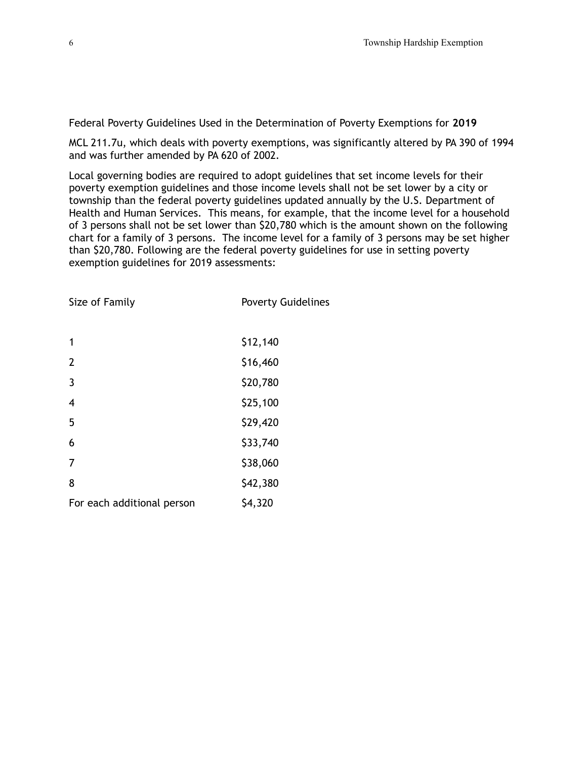Federal Poverty Guidelines Used in the Determination of Poverty Exemptions for **2019**

MCL 211.7u, which deals with poverty exemptions, was significantly altered by PA 390 of 1994 and was further amended by PA 620 of 2002.

Local governing bodies are required to adopt guidelines that set income levels for their poverty exemption guidelines and those income levels shall not be set lower by a city or township than the federal poverty guidelines updated annually by the U.S. Department of Health and Human Services. This means, for example, that the income level for a household of 3 persons shall not be set lower than $20,780 which is the amount shown on the following chart for a family of 3 persons. The income level for a family of 3 persons may be set higher than $20,780. Following are the federal poverty guidelines for use in setting poverty exemption guidelines for 2019 assessments:

| Size of Family | Poverty Guidelines |
|---|---|
| 1 | $12,140 |
| 2 | $16,460 |
| 3 | $20,780 |
| 4 | $25,100 |
| 5 | $29,420 |
| 6 | $33,740 |
| 7 | $38,060 |
| 8 | $42,380 |
| For each additional person | $4,320 |